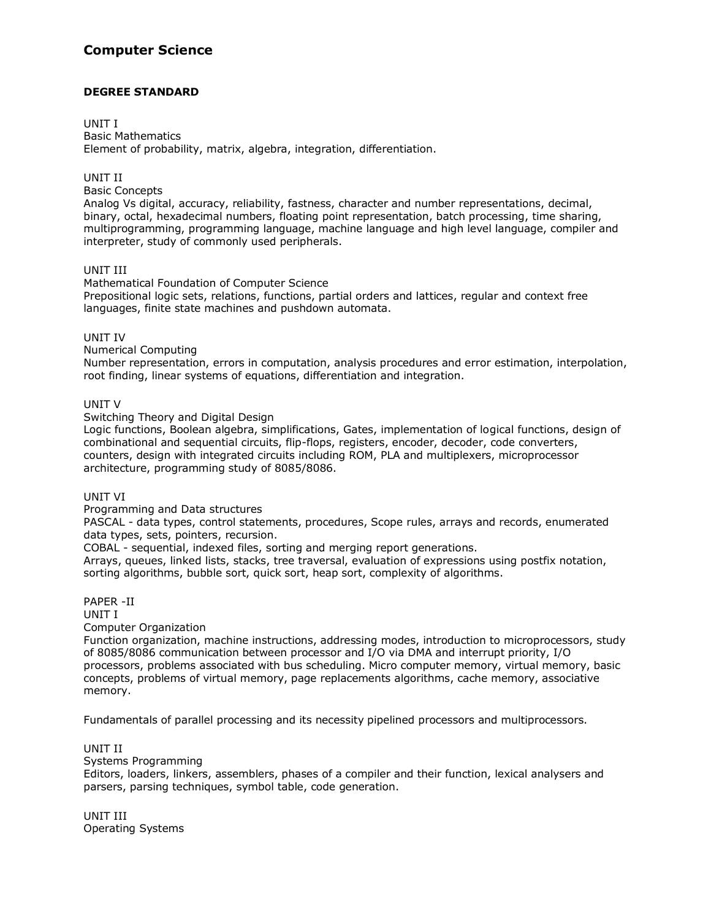# Computer Science

**DEGREE STANDARD**

UNIT I
Basic Mathematics
Element of probability, matrix, algebra, integration, differentiation.

UNIT II
Basic Concepts
Analog Vs digital, accuracy, reliability, fastness, character and number representations, decimal, binary, octal, hexadecimal numbers, floating point representation, batch processing, time sharing, multiprogramming, programming language, machine language and high level language, compiler and interpreter, study of commonly used peripherals.

UNIT III
Mathematical Foundation of Computer Science
Prepositional logic sets, relations, functions, partial orders and lattices, regular and context free languages, finite state machines and pushdown automata.

UNIT IV
Numerical Computing
Number representation, errors in computation, analysis procedures and error estimation, interpolation, root finding, linear systems of equations, differentiation and integration.

UNIT V
Switching Theory and Digital Design
Logic functions, Boolean algebra, simplifications, Gates, implementation of logical functions, design of combinational and sequential circuits, flip-flops, registers, encoder, decoder, code converters, counters, design with integrated circuits including ROM, PLA and multiplexers, microprocessor architecture, programming study of 8085/8086.

UNIT VI
Programming and Data structures
PASCAL - data types, control statements, procedures, Scope rules, arrays and records, enumerated data types, sets, pointers, recursion.
COBAL - sequential, indexed files, sorting and merging report generations.
Arrays, queues, linked lists, stacks, tree traversal, evaluation of expressions using postfix notation, sorting algorithms, bubble sort, quick sort, heap sort, complexity of algorithms.

PAPER -II
UNIT I
Computer Organization
Function organization, machine instructions, addressing modes, introduction to microprocessors, study of 8085/8086 communication between processor and I/O via DMA and interrupt priority, I/O processors, problems associated with bus scheduling. Micro computer memory, virtual memory, basic concepts, problems of virtual memory, page replacements algorithms, cache memory, associative memory.

Fundamentals of parallel processing and its necessity pipelined processors and multiprocessors.

UNIT II
Systems Programming
Editors, loaders, linkers, assemblers, phases of a compiler and their function, lexical analysers and parsers, parsing techniques, symbol table, code generation.

UNIT III
Operating Systems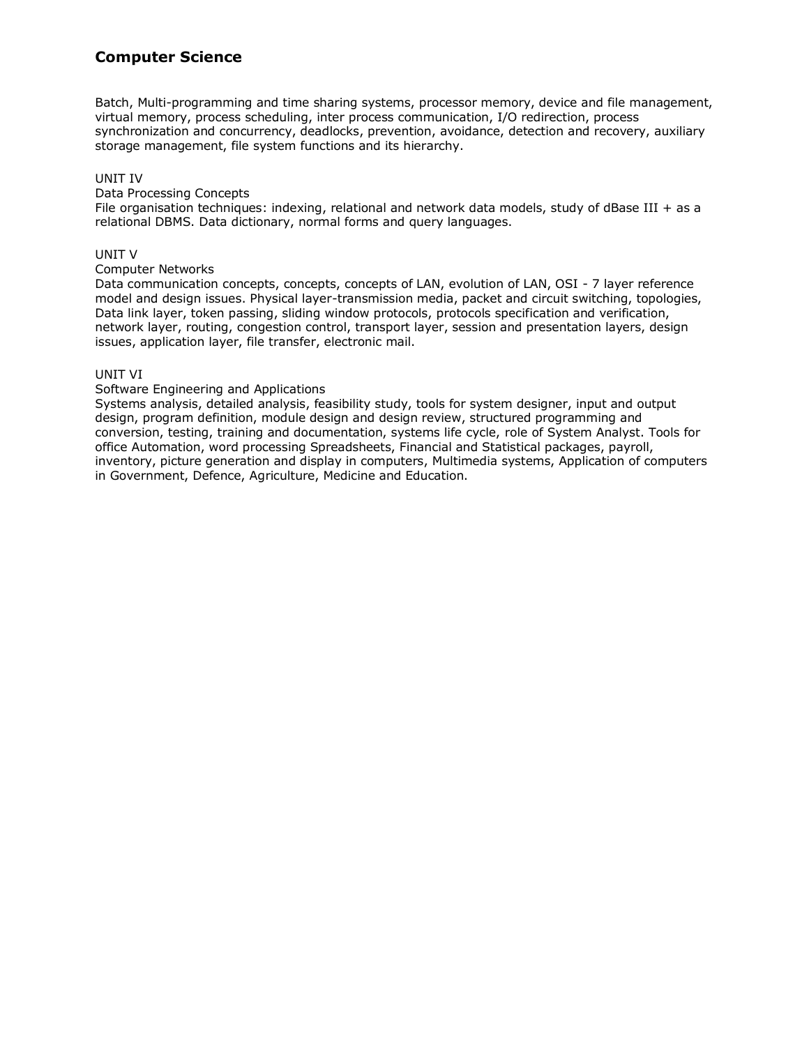## Computer Science

Batch, Multi-programming and time sharing systems, processor memory, device and file management, virtual memory, process scheduling, inter process communication, I/O redirection, process synchronization and concurrency, deadlocks, prevention, avoidance, detection and recovery, auxiliary storage management, file system functions and its hierarchy.

UNIT IV
Data Processing Concepts
File organisation techniques: indexing, relational and network data models, study of dBase III + as a relational DBMS. Data dictionary, normal forms and query languages.

UNIT V
Computer Networks
Data communication concepts, concepts, concepts of LAN, evolution of LAN, OSI - 7 layer reference model and design issues. Physical layer-transmission media, packet and circuit switching, topologies, Data link layer, token passing, sliding window protocols, protocols specification and verification, network layer, routing, congestion control, transport layer, session and presentation layers, design issues, application layer, file transfer, electronic mail.

UNIT VI
Software Engineering and Applications
Systems analysis, detailed analysis, feasibility study, tools for system designer, input and output design, program definition, module design and design review, structured programming and conversion, testing, training and documentation, systems life cycle, role of System Analyst. Tools for office Automation, word processing Spreadsheets, Financial and Statistical packages, payroll, inventory, picture generation and display in computers, Multimedia systems, Application of computers in Government, Defence, Agriculture, Medicine and Education.